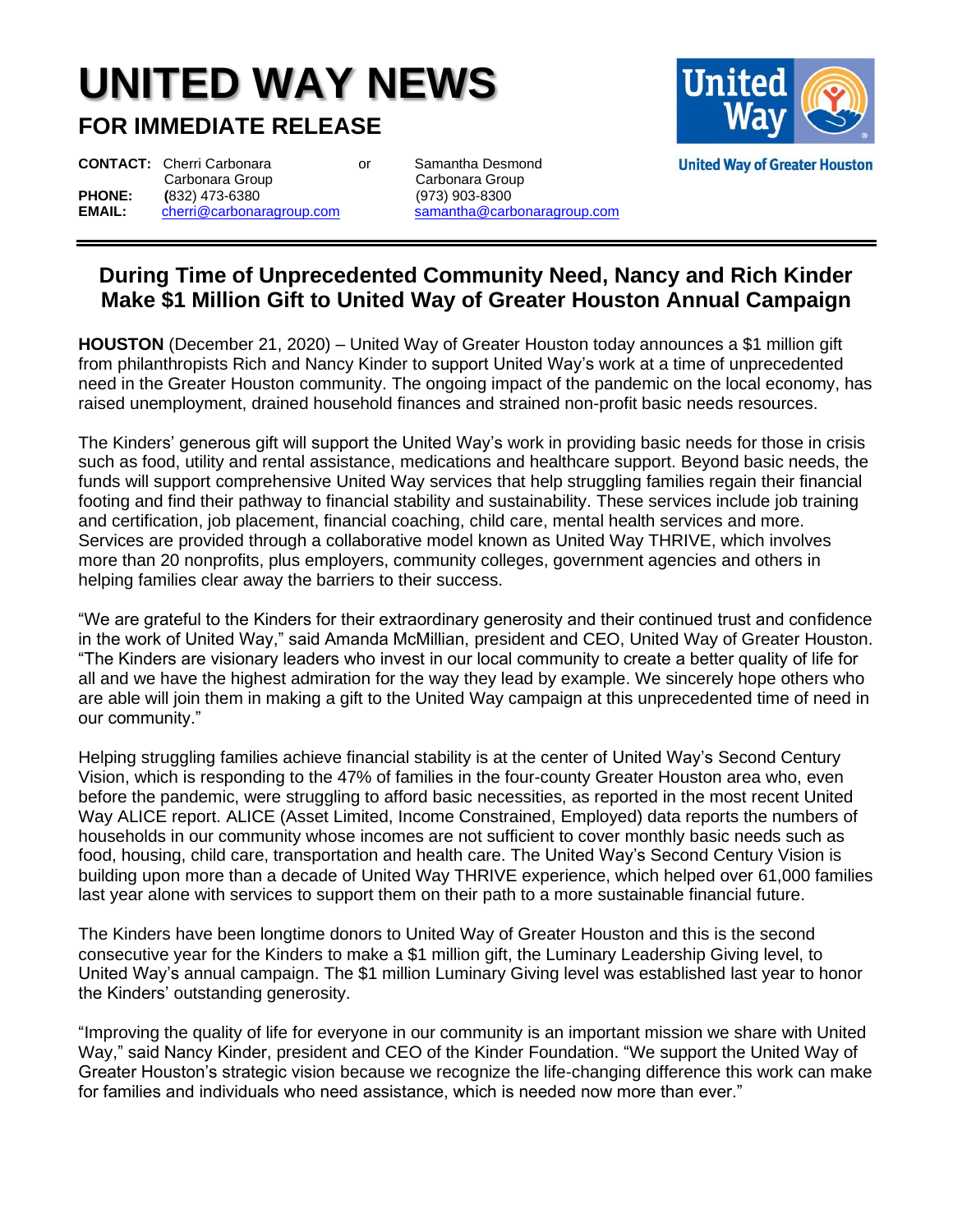# UNITED WAY NEWS

## FOR IMMEDIATE RELEASE

United Way of Greater Houston

**CONTACT:** Cherri Carbonara, Carbonara Group — or — Samantha Desmond, Carbonara Group
**PHONE:** (832) 473-6380 — (973) 903-8300
**EMAIL:** cherri@carbonaragroup.com — samantha@carbonaragroup.com

---

## During Time of Unprecedented Community Need, Nancy and Rich Kinder Make $1 Million Gift to United Way of Greater Houston Annual Campaign

**HOUSTON** (December 21, 2020) – United Way of Greater Houston today announces a $1 million gift from philanthropists Rich and Nancy Kinder to support United Way's work at a time of unprecedented need in the Greater Houston community. The ongoing impact of the pandemic on the local economy, has raised unemployment, drained household finances and strained non-profit basic needs resources.

The Kinders' generous gift will support the United Way's work in providing basic needs for those in crisis such as food, utility and rental assistance, medications and healthcare support. Beyond basic needs, the funds will support comprehensive United Way services that help struggling families regain their financial footing and find their pathway to financial stability and sustainability. These services include job training and certification, job placement, financial coaching, child care, mental health services and more. Services are provided through a collaborative model known as United Way THRIVE, which involves more than 20 nonprofits, plus employers, community colleges, government agencies and others in helping families clear away the barriers to their success.

"We are grateful to the Kinders for their extraordinary generosity and their continued trust and confidence in the work of United Way," said Amanda McMillian, president and CEO, United Way of Greater Houston. "The Kinders are visionary leaders who invest in our local community to create a better quality of life for all and we have the highest admiration for the way they lead by example. We sincerely hope others who are able will join them in making a gift to the United Way campaign at this unprecedented time of need in our community."

Helping struggling families achieve financial stability is at the center of United Way's Second Century Vision, which is responding to the 47% of families in the four-county Greater Houston area who, even before the pandemic, were struggling to afford basic necessities, as reported in the most recent United Way ALICE report. ALICE (Asset Limited, Income Constrained, Employed) data reports the numbers of households in our community whose incomes are not sufficient to cover monthly basic needs such as food, housing, child care, transportation and health care. The United Way's Second Century Vision is building upon more than a decade of United Way THRIVE experience, which helped over 61,000 families last year alone with services to support them on their path to a more sustainable financial future.

The Kinders have been longtime donors to United Way of Greater Houston and this is the second consecutive year for the Kinders to make a $1 million gift, the Luminary Leadership Giving level, to United Way's annual campaign. The $1 million Luminary Giving level was established last year to honor the Kinders' outstanding generosity.

"Improving the quality of life for everyone in our community is an important mission we share with United Way," said Nancy Kinder, president and CEO of the Kinder Foundation. "We support the United Way of Greater Houston's strategic vision because we recognize the life-changing difference this work can make for families and individuals who need assistance, which is needed now more than ever."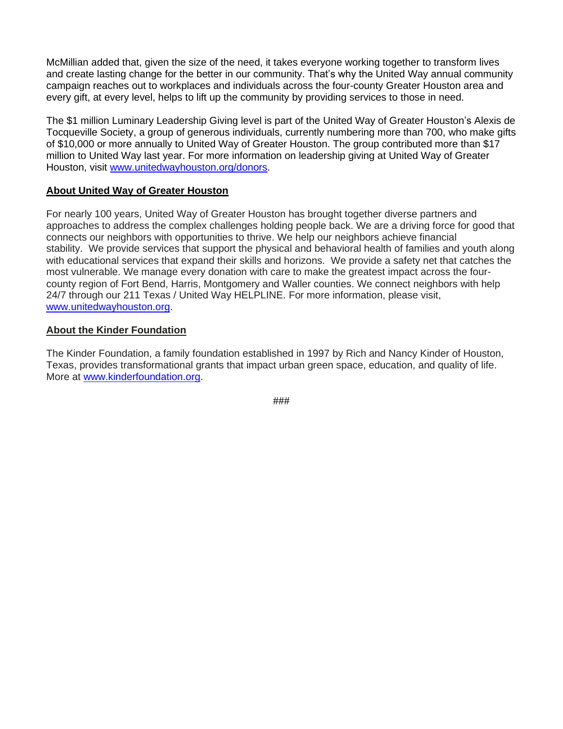McMillian added that, given the size of the need, it takes everyone working together to transform lives and create lasting change for the better in our community. That's why the United Way annual community campaign reaches out to workplaces and individuals across the four-county Greater Houston area and every gift, at every level, helps to lift up the community by providing services to those in need.

The $1 million Luminary Leadership Giving level is part of the United Way of Greater Houston's Alexis de Tocqueville Society, a group of generous individuals, currently numbering more than 700, who make gifts of $10,000 or more annually to United Way of Greater Houston. The group contributed more than $17 million to United Way last year. For more information on leadership giving at United Way of Greater Houston, visit [www.unitedwayhouston.org/donors](http://www.unitedwayhouston.org/donors).

**About United Way of Greater Houston**

For nearly 100 years, United Way of Greater Houston has brought together diverse partners and approaches to address the complex challenges holding people back. We are a driving force for good that connects our neighbors with opportunities to thrive. We help our neighbors achieve financial stability. We provide services that support the physical and behavioral health of families and youth along with educational services that expand their skills and horizons. We provide a safety net that catches the most vulnerable. We manage every donation with care to make the greatest impact across the four-county region of Fort Bend, Harris, Montgomery and Waller counties. We connect neighbors with help 24/7 through our 211 Texas / United Way HELPLINE. For more information, please visit, [www.unitedwayhouston.org](http://www.unitedwayhouston.org).

**About the Kinder Foundation**

The Kinder Foundation, a family foundation established in 1997 by Rich and Nancy Kinder of Houston, Texas, provides transformational grants that impact urban green space, education, and quality of life. More at [www.kinderfoundation.org](http://www.kinderfoundation.org).

###